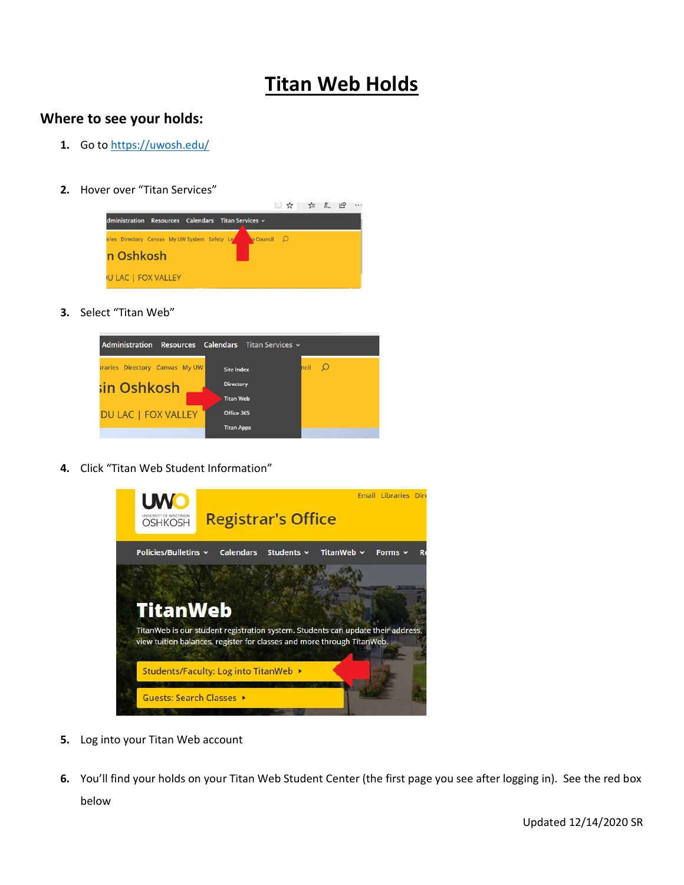# Titan Web Holds

## Where to see your holds:

1. Go to https://uwosh.edu/

2. Hover over "Titan Services"

3. Select "Titan Web"

4. Click "Titan Web Student Information"

5. Log into your Titan Web account

6. You'll find your holds on your Titan Web Student Center (the first page you see after logging in). See the red box below

Updated 12/14/2020 SR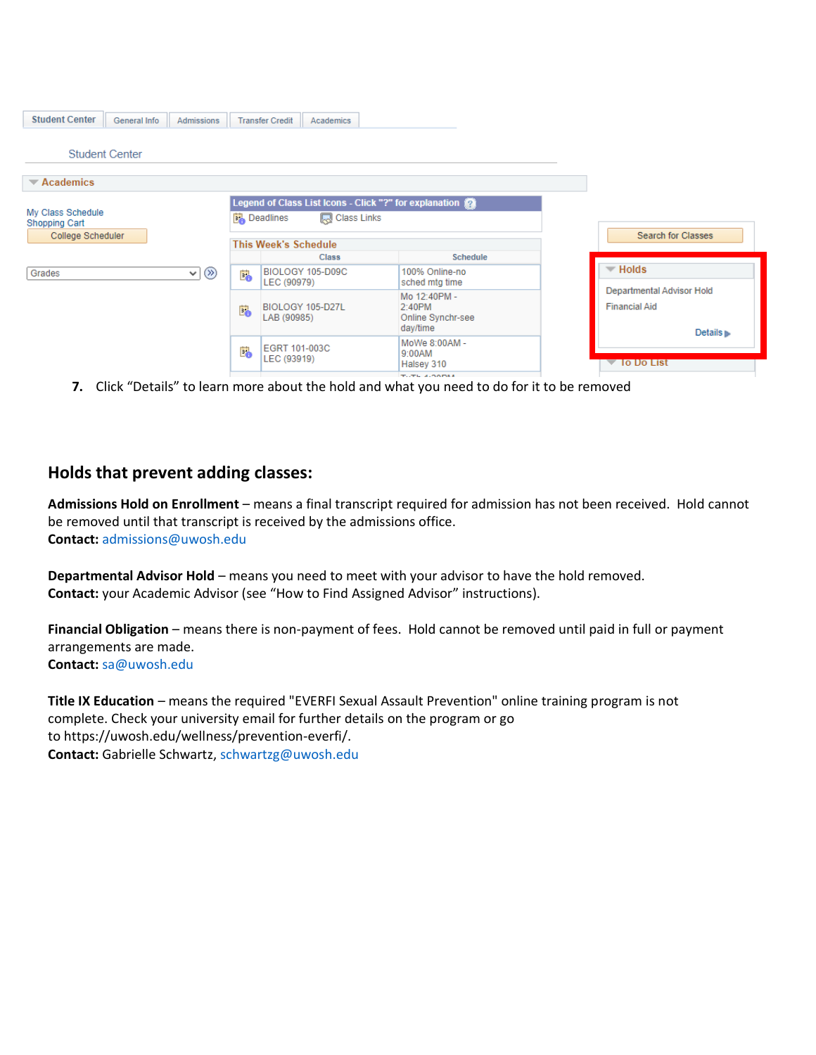| Student Center | General Info | Admissions | Transfer Credit | Academics |
| --- | --- | --- | --- | --- |

Student Center

**Academics**

My Class Schedule
Shopping Cart
College Scheduler

Grades

Legend of Class List Icons - Click "?" for explanation
Deadlines   Class Links

This Week's Schedule

| Class | Schedule |
| --- | --- |
| BIOLOGY 105-D09C LEC (90979) | 100% Online-no sched mtg time |
| BIOLOGY 105-D27L LAB (90985) | Mo 12:40PM - 2:40PM Online Synchr-see day/time |
| EGRT 101-003C LEC (93919) | MoWe 8:00AM - 9:00AM Halsey 310 |

Search for Classes

**Holds**

Departmental Advisor Hold
Financial Aid

Details

To Do List

7. Click "Details" to learn more about the hold and what you need to do for it to be removed

## Holds that prevent adding classes:

**Admissions Hold on Enrollment** – means a final transcript required for admission has not been received. Hold cannot be removed until that transcript is received by the admissions office.
**Contact:** admissions@uwosh.edu

**Departmental Advisor Hold** – means you need to meet with your advisor to have the hold removed.
**Contact:** your Academic Advisor (see "How to Find Assigned Advisor" instructions).

**Financial Obligation** – means there is non-payment of fees. Hold cannot be removed until paid in full or payment arrangements are made.
**Contact:** sa@uwosh.edu

**Title IX Education** – means the required "EVERFI Sexual Assault Prevention" online training program is not complete. Check your university email for further details on the program or go to https://uwosh.edu/wellness/prevention-everfi/.
**Contact:** Gabrielle Schwartz, schwartzg@uwosh.edu